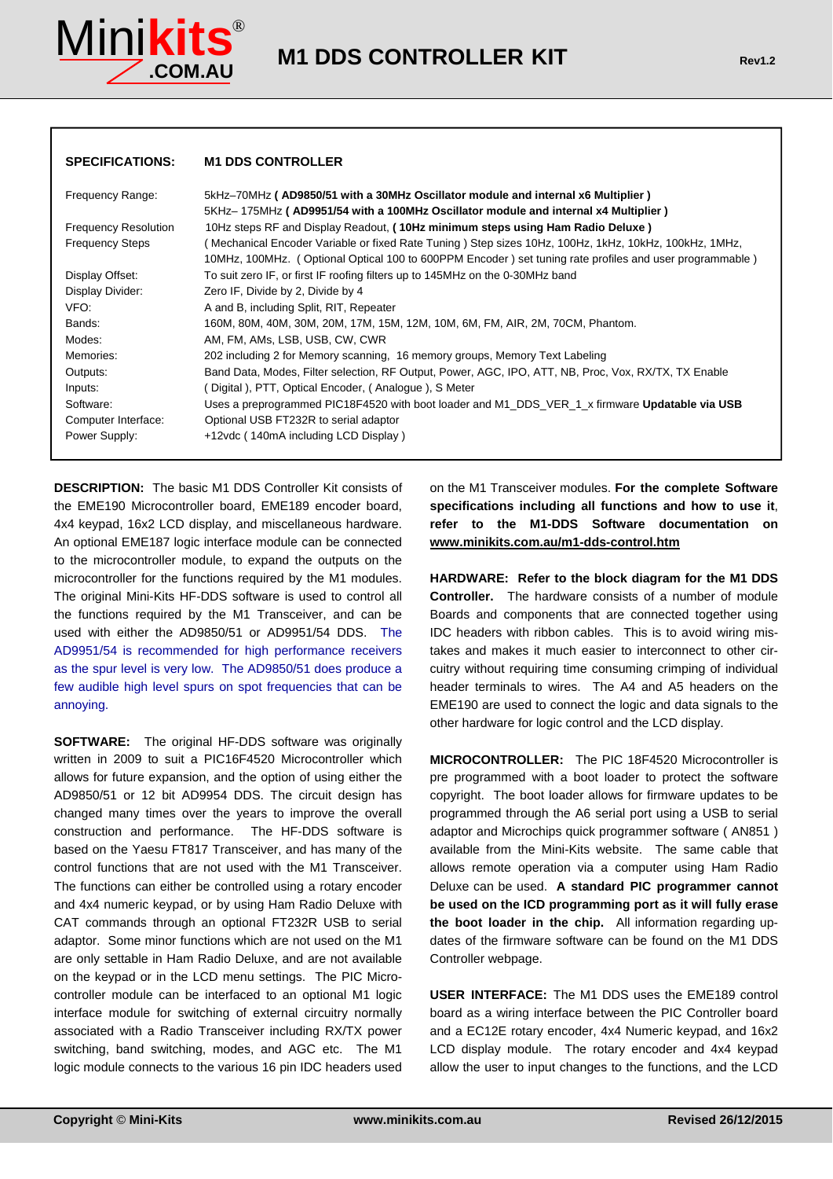# M1 DDS CONTROLLER KIT

Rev1.2

| **SPECIFICATIONS:** | **M1 DDS CONTROLLER** |
|---|---|
| Frequency Range: | 5kHz–70MHz **( AD9850/51 with a 30MHz Oscillator module and internal x6 Multiplier )**<br>5KHz– 175MHz **( AD9951/54 with a 100MHz Oscillator module and internal x4 Multiplier )** |
| Frequency Resolution | 10Hz steps RF and Display Readout, **( 10Hz minimum steps using Ham Radio Deluxe )** |
| Frequency Steps | ( Mechanical Encoder Variable or fixed Rate Tuning ) Step sizes 10Hz, 100Hz, 1kHz, 10kHz, 100kHz, 1MHz, 10MHz, 100MHz. ( Optional Optical 100 to 600PPM Encoder ) set tuning rate profiles and user programmable ) |
| Display Offset: | To suit zero IF, or first IF roofing filters up to 145MHz on the 0-30MHz band |
| Display Divider: | Zero IF, Divide by 2, Divide by 4 |
| VFO: | A and B, including Split, RIT, Repeater |
| Bands: | 160M, 80M, 40M, 30M, 20M, 17M, 15M, 12M, 10M, 6M, FM, AIR, 2M, 70CM, Phantom. |
| Modes: | AM, FM, AMs, LSB, USB, CW, CWR |
| Memories: | 202 including 2 for Memory scanning, 16 memory groups, Memory Text Labeling |
| Outputs: | Band Data, Modes, Filter selection, RF Output, Power, AGC, IPO, ATT, NB, Proc, Vox, RX/TX, TX Enable |
| Inputs: | ( Digital ), PTT, Optical Encoder, ( Analogue ), S Meter |
| Software: | Uses a preprogrammed PIC18F4520 with boot loader and M1_DDS_VER_1_x firmware **Updatable via USB** |
| Computer Interface: | Optional USB FT232R to serial adaptor |
| Power Supply: | +12vdc ( 140mA including LCD Display ) |

**DESCRIPTION:** The basic M1 DDS Controller Kit consists of the EME190 Microcontroller board, EME189 encoder board, 4x4 keypad, 16x2 LCD display, and miscellaneous hardware. An optional EME187 logic interface module can be connected to the microcontroller module, to expand the outputs on the microcontroller for the functions required by the M1 modules. The original Mini-Kits HF-DDS software is used to control all the functions required by the M1 Transceiver, and can be used with either the AD9850/51 or AD9951/54 DDS. The AD9951/54 is recommended for high performance receivers as the spur level is very low. The AD9850/51 does produce a few audible high level spurs on spot frequencies that can be annoying.

**SOFTWARE:** The original HF-DDS software was originally written in 2009 to suit a PIC16F4520 Microcontroller which allows for future expansion, and the option of using either the AD9850/51 or 12 bit AD9954 DDS. The circuit design has changed many times over the years to improve the overall construction and performance. The HF-DDS software is based on the Yaesu FT817 Transceiver, and has many of the control functions that are not used with the M1 Transceiver. The functions can either be controlled using a rotary encoder and 4x4 numeric keypad, or by using Ham Radio Deluxe with CAT commands through an optional FT232R USB to serial adaptor. Some minor functions which are not used on the M1 are only settable in Ham Radio Deluxe, and are not available on the keypad or in the LCD menu settings. The PIC Microcontroller module can be interfaced to an optional M1 logic interface module for switching of external circuitry normally associated with a Radio Transceiver including RX/TX power switching, band switching, modes, and AGC etc. The M1 logic module connects to the various 16 pin IDC headers used on the M1 Transceiver modules. **For the complete Software specifications including all functions and how to use it**, **refer to the M1-DDS Software documentation on www.minikits.com.au/m1-dds-control.htm**

**HARDWARE: Refer to the block diagram for the M1 DDS Controller.** The hardware consists of a number of module Boards and components that are connected together using IDC headers with ribbon cables. This is to avoid wiring mistakes and makes it much easier to interconnect to other circuitry without requiring time consuming crimping of individual header terminals to wires. The A4 and A5 headers on the EME190 are used to connect the logic and data signals to the other hardware for logic control and the LCD display.

**MICROCONTROLLER:** The PIC 18F4520 Microcontroller is pre programmed with a boot loader to protect the software copyright. The boot loader allows for firmware updates to be programmed through the A6 serial port using a USB to serial adaptor and Microchips quick programmer software ( AN851 ) available from the Mini-Kits website. The same cable that allows remote operation via a computer using Ham Radio Deluxe can be used. **A standard PIC programmer cannot be used on the ICD programming port as it will fully erase the boot loader in the chip.** All information regarding updates of the firmware software can be found on the M1 DDS Controller webpage.

**USER INTERFACE:** The M1 DDS uses the EME189 control board as a wiring interface between the PIC Controller board and a EC12E rotary encoder, 4x4 Numeric keypad, and 16x2 LCD display module. The rotary encoder and 4x4 keypad allow the user to input changes to the functions, and the LCD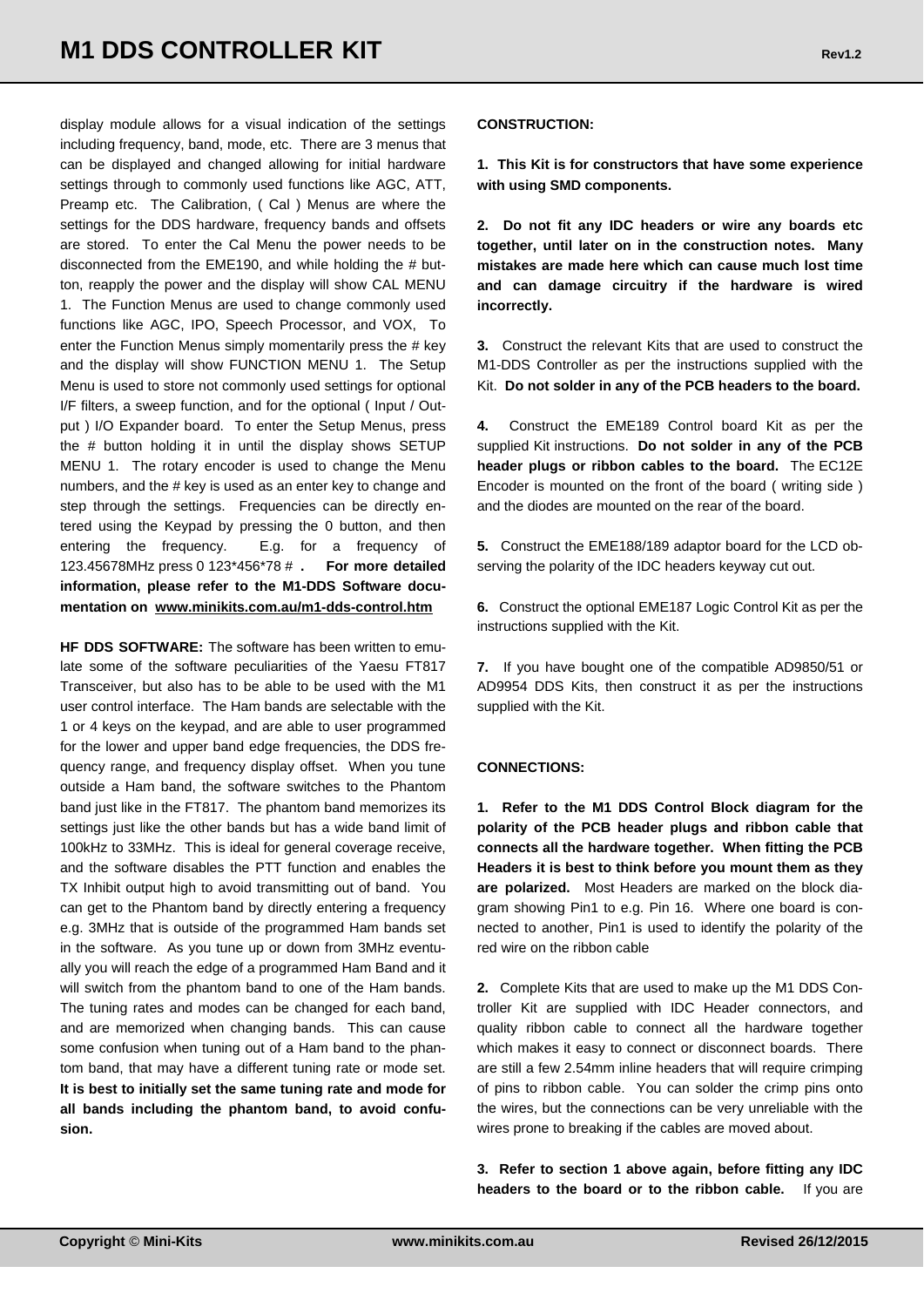display module allows for a visual indication of the settings including frequency, band, mode, etc. There are 3 menus that can be displayed and changed allowing for initial hardware settings through to commonly used functions like AGC, ATT, Preamp etc. The Calibration, ( Cal ) Menus are where the settings for the DDS hardware, frequency bands and offsets are stored. To enter the Cal Menu the power needs to be disconnected from the EME190, and while holding the # button, reapply the power and the display will show CAL MENU 1. The Function Menus are used to change commonly used functions like AGC, IPO, Speech Processor, and VOX, To enter the Function Menus simply momentarily press the # key and the display will show FUNCTION MENU 1. The Setup Menu is used to store not commonly used settings for optional I/F filters, a sweep function, and for the optional ( Input / Output ) I/O Expander board. To enter the Setup Menus, press the # button holding it in until the display shows SETUP MENU 1. The rotary encoder is used to change the Menu numbers, and the # key is used as an enter key to change and step through the settings. Frequencies can be directly entered using the Keypad by pressing the 0 button, and then entering the frequency. E.g. for a frequency of 123.45678MHz press 0 123*456*78 # . **For more detailed information, please refer to the M1-DDS Software documentation on www.minikits.com.au/m1-dds-control.htm**

**HF DDS SOFTWARE:** The software has been written to emulate some of the software peculiarities of the Yaesu FT817 Transceiver, but also has to be able to be used with the M1 user control interface. The Ham bands are selectable with the 1 or 4 keys on the keypad, and are able to user programmed for the lower and upper band edge frequencies, the DDS frequency range, and frequency display offset. When you tune outside a Ham band, the software switches to the Phantom band just like in the FT817. The phantom band memorizes its settings just like the other bands but has a wide band limit of 100kHz to 33MHz. This is ideal for general coverage receive, and the software disables the PTT function and enables the TX Inhibit output high to avoid transmitting out of band. You can get to the Phantom band by directly entering a frequency e.g. 3MHz that is outside of the programmed Ham bands set in the software. As you tune up or down from 3MHz eventually you will reach the edge of a programmed Ham Band and it will switch from the phantom band to one of the Ham bands. The tuning rates and modes can be changed for each band, and are memorized when changing bands. This can cause some confusion when tuning out of a Ham band to the phantom band, that may have a different tuning rate or mode set. **It is best to initially set the same tuning rate and mode for all bands including the phantom band, to avoid confusion.**

**CONSTRUCTION:**

**1. This Kit is for constructors that have some experience with using SMD components.**

**2. Do not fit any IDC headers or wire any boards etc together, until later on in the construction notes. Many mistakes are made here which can cause much lost time and can damage circuitry if the hardware is wired incorrectly.**

**3.** Construct the relevant Kits that are used to construct the M1-DDS Controller as per the instructions supplied with the Kit. **Do not solder in any of the PCB headers to the board.**

**4.** Construct the EME189 Control board Kit as per the supplied Kit instructions. **Do not solder in any of the PCB header plugs or ribbon cables to the board.** The EC12E Encoder is mounted on the front of the board ( writing side ) and the diodes are mounted on the rear of the board.

**5.** Construct the EME188/189 adaptor board for the LCD observing the polarity of the IDC headers keyway cut out.

**6.** Construct the optional EME187 Logic Control Kit as per the instructions supplied with the Kit.

**7.** If you have bought one of the compatible AD9850/51 or AD9954 DDS Kits, then construct it as per the instructions supplied with the Kit.

**CONNECTIONS:**

**1. Refer to the M1 DDS Control Block diagram for the polarity of the PCB header plugs and ribbon cable that connects all the hardware together. When fitting the PCB Headers it is best to think before you mount them as they are polarized.** Most Headers are marked on the block diagram showing Pin1 to e.g. Pin 16. Where one board is connected to another, Pin1 is used to identify the polarity of the red wire on the ribbon cable

**2.** Complete Kits that are used to make up the M1 DDS Controller Kit are supplied with IDC Header connectors, and quality ribbon cable to connect all the hardware together which makes it easy to connect or disconnect boards. There are still a few 2.54mm inline headers that will require crimping of pins to ribbon cable. You can solder the crimp pins onto the wires, but the connections can be very unreliable with the wires prone to breaking if the cables are moved about.

**3. Refer to section 1 above again, before fitting any IDC headers to the board or to the ribbon cable.** If you are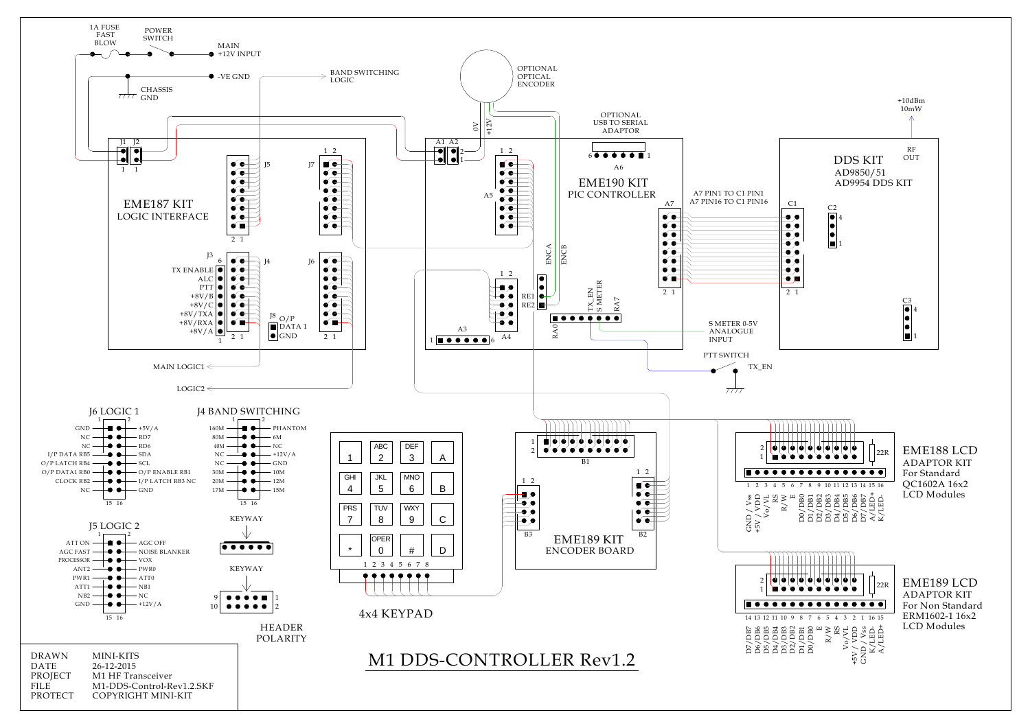# M1 DDS-CONTROLLER Rev1.2

1A FUSE FAST BLOW

POWER SWITCH

MAIN +12V INPUT

-VE GND

CHASSIS GND

BAND SWITCHING LOGIC

OPTIONAL OPTICAL ENCODER

0V

+12V

OPTIONAL USB TO SERIAL ADAPTOR

+10dBm 10mW

RF OUT

## EME187 KIT
LOGIC INTERFACE

J1 J2 J5 J7 J3 J4 J6 J8

J3: TX ENABLE, ALC, PTT, +8V/B, +8V/C, +8V/TXA, +8V/RXA, +8V/A

J8: O/P DATA 1, GND

MAIN LOGIC1

LOGIC2

## EME190 KIT
PIC CONTROLLER

A1 A2 A3 A4 A5 A6 A7

RE1 RE2

ENCA ENCB

RA0 TX_EN S METER RA7

A7 PIN1 TO C1 PIN1
A7 PIN16 TO C1 PIN16

S METER 0-5V ANALOGUE INPUT

PTT SWITCH

TX_EN

## DDS KIT
AD9850/51
AD9954 DDS KIT

C1 C2 C3

## J6 LOGIC 1

| Left | Pin | Pin | Right |
|---|---|---|---|
| GND | 1 | 2 | +5V/A |
| NC | | | RD7 |
| NC | | | RD6 |
| I/P DATA RB5 | | | SDA |
| O/P LATCH RB4 | | | SCL |
| O/P DATA1 RB0 | | | O/P ENABLE RB1 |
| CLOCK RB2 | | | I/P LATCH RB3 NC |
| NC | 15 | 16 | GND |

## J4 BAND SWITCHING

| Left | Pin | Pin | Right |
|---|---|---|---|
| 160M | 1 | 2 | PHANTOM |
| 80M | | | 6M |
| 40M | | | NC |
| NC | | | +12V/A |
| NC | | | GND |
| 30M | | | 10M |
| 20M | | | 12M |
| 17M | 15 | 16 | 15M |

## J5 LOGIC 2

| Left | Pin | Pin | Right |
|---|---|---|---|
| ATT ON | 1 | 2 | AGC OFF |
| AGC FAST | | | NOISE BLANKER |
| PROCESSOR | | | VOX |
| ANT2 | | | PWR0 |
| PWR1 | | | ATT0 |
| ATT1 | | | NB1 |
| NB2 | | | NC |
| GND | 15 | 16 | +12V/A |

KEYWAY

KEYWAY

HEADER POLARITY

## 4x4 KEYPAD

| | | | |
|---|---|---|---|
| 1 | ABC 2 | DEF 3 | A |
| GHI 4 | JKL 5 | MNO 6 | B |
| PRS 7 | TUV 8 | WXY 9 | C |
| * | OPER 0 | # | D |

1 2 3 4 5 6 7 8

## EME189 KIT
ENCODER BOARD

B1 B2 B3

## EME188 LCD
ADAPTOR KIT
For Standard QC1602A 16x2 LCD Modules

22R

Pins 1–16: GND / Vss, +5V / VDD, Vo/VL, RS, R/W, E, D0/DB0, D1/DB1, D2/DB2, D3/DB3, D4/DB4, D5/DB5, D6/DB6, D7/DB7, A/LED+, K/LED-

## EME189 LCD
ADAPTOR KIT
For Non Standard ERM1602-1 16x2 LCD Modules

22R

Pins 14 13 12 11 10 9 8 7 6 5 4 3 2 1 16 15: D7/DB7, D6/DB6, D5/DB5, D4/DB4, D3/DB3, D2/DB2, D1/DB1, D0/DB0, E, R/W, RS, Vo/VL, +5V / VDD, GND / Vss, K/LED-, A/LED+

| | |
|---|---|
| DRAWN | MINI-KITS |
| DATE | 26-12-2015 |
| PROJECT | M1 HF Transceiver |
| FILE | M1-DDS-Control-Rev1.2.SKF |
| PROTECT | COPYRIGHT MINI-KIT |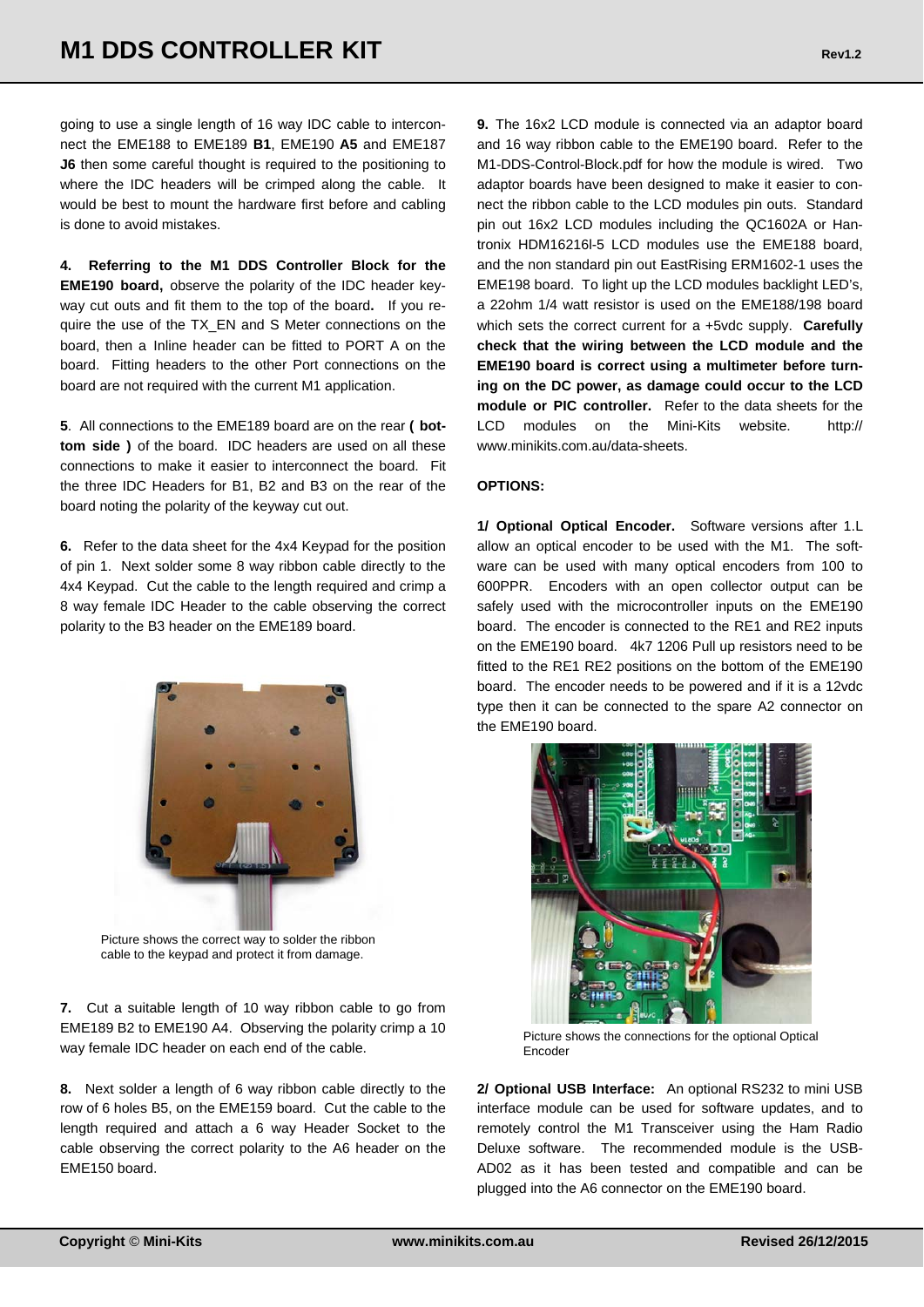going to use a single length of 16 way IDC cable to interconnect the EME188 to EME189 **B1**, EME190 **A5** and EME187 **J6** then some careful thought is required to the positioning to where the IDC headers will be crimped along the cable. It would be best to mount the hardware first before and cabling is done to avoid mistakes.

**4. Referring to the M1 DDS Controller Block for the EME190 board,** observe the polarity of the IDC header keyway cut outs and fit them to the top of the board**.** If you require the use of the TX_EN and S Meter connections on the board, then a Inline header can be fitted to PORT A on the board. Fitting headers to the other Port connections on the board are not required with the current M1 application.

**5**. All connections to the EME189 board are on the rear **( bottom side )** of the board. IDC headers are used on all these connections to make it easier to interconnect the board. Fit the three IDC Headers for B1, B2 and B3 on the rear of the board noting the polarity of the keyway cut out.

**6.** Refer to the data sheet for the 4x4 Keypad for the position of pin 1. Next solder some 8 way ribbon cable directly to the 4x4 Keypad. Cut the cable to the length required and crimp a 8 way female IDC Header to the cable observing the correct polarity to the B3 header on the EME189 board.

Picture shows the correct way to solder the ribbon cable to the keypad and protect it from damage.

**7.** Cut a suitable length of 10 way ribbon cable to go from EME189 B2 to EME190 A4. Observing the polarity crimp a 10 way female IDC header on each end of the cable.

**8.** Next solder a length of 6 way ribbon cable directly to the row of 6 holes B5, on the EME159 board. Cut the cable to the length required and attach a 6 way Header Socket to the cable observing the correct polarity to the A6 header on the EME150 board.

**9.** The 16x2 LCD module is connected via an adaptor board and 16 way ribbon cable to the EME190 board. Refer to the M1-DDS-Control-Block.pdf for how the module is wired. Two adaptor boards have been designed to make it easier to connect the ribbon cable to the LCD modules pin outs. Standard pin out 16x2 LCD modules including the QC1602A or Hantronix HDM16216l-5 LCD modules use the EME188 board, and the non standard pin out EastRising ERM1602-1 uses the EME198 board. To light up the LCD modules backlight LED's, a 22ohm 1/4 watt resistor is used on the EME188/198 board which sets the correct current for a +5vdc supply. **Carefully check that the wiring between the LCD module and the EME190 board is correct using a multimeter before turning on the DC power, as damage could occur to the LCD module or PIC controller.** Refer to the data sheets for the LCD modules on the Mini-Kits website. http://www.minikits.com.au/data-sheets.

**OPTIONS:**

**1/ Optional Optical Encoder.** Software versions after 1.L allow an optical encoder to be used with the M1. The software can be used with many optical encoders from 100 to 600PPR. Encoders with an open collector output can be safely used with the microcontroller inputs on the EME190 board. The encoder is connected to the RE1 and RE2 inputs on the EME190 board. 4k7 1206 Pull up resistors need to be fitted to the RE1 RE2 positions on the bottom of the EME190 board. The encoder needs to be powered and if it is a 12vdc type then it can be connected to the spare A2 connector on the EME190 board.

Picture shows the connections for the optional Optical Encoder

**2/ Optional USB Interface:** An optional RS232 to mini USB interface module can be used for software updates, and to remotely control the M1 Transceiver using the Ham Radio Deluxe software. The recommended module is the USB-AD02 as it has been tested and compatible and can be plugged into the A6 connector on the EME190 board.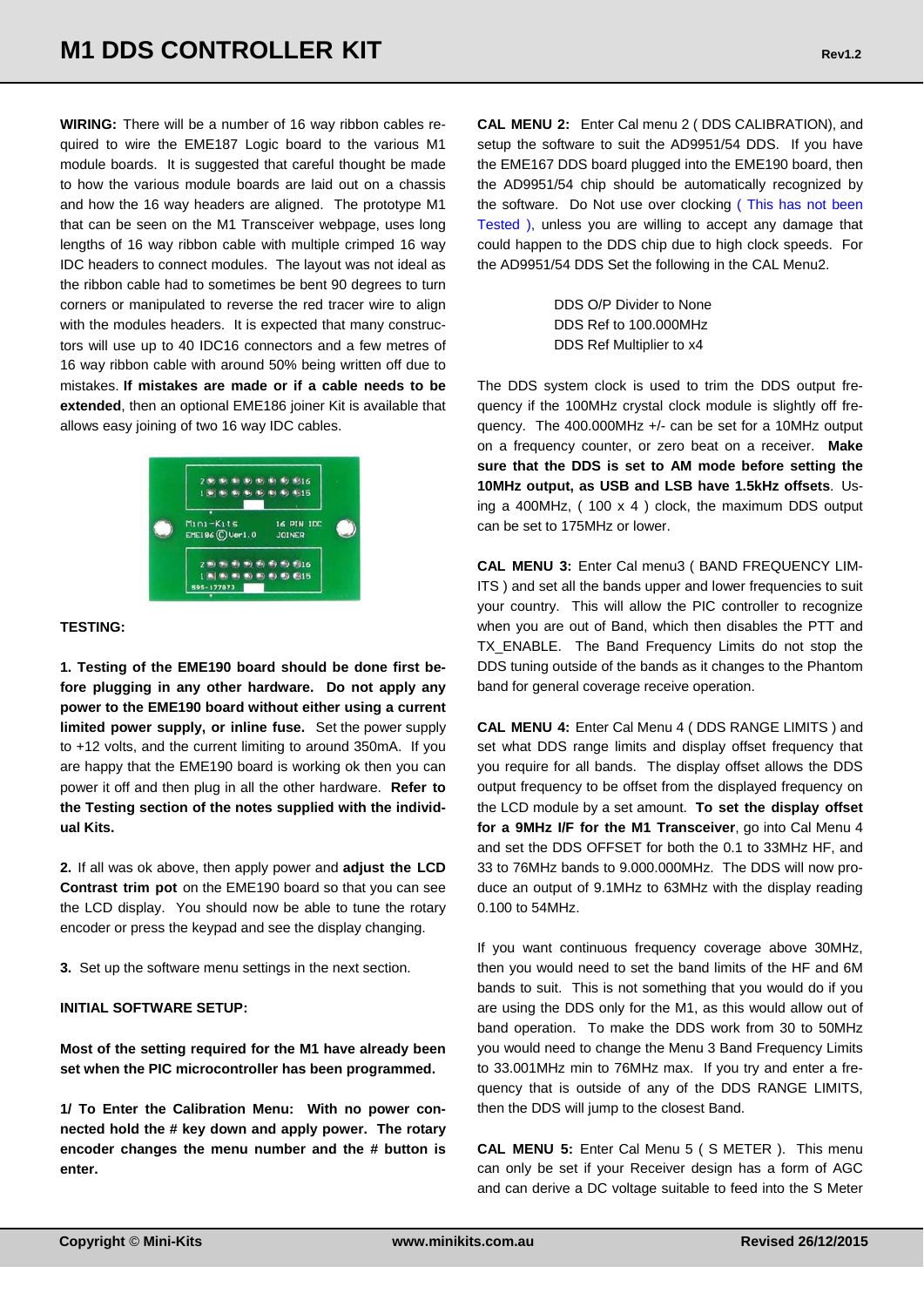**WIRING:** There will be a number of 16 way ribbon cables required to wire the EME187 Logic board to the various M1 module boards. It is suggested that careful thought be made to how the various module boards are laid out on a chassis and how the 16 way headers are aligned. The prototype M1 that can be seen on the M1 Transceiver webpage, uses long lengths of 16 way ribbon cable with multiple crimped 16 way IDC headers to connect modules. The layout was not ideal as the ribbon cable had to sometimes be bent 90 degrees to turn corners or manipulated to reverse the red tracer wire to align with the modules headers. It is expected that many constructors will use up to 40 IDC16 connectors and a few metres of 16 way ribbon cable with around 50% being written off due to mistakes. **If mistakes are made or if a cable needs to be extended**, then an optional EME186 joiner Kit is available that allows easy joining of two 16 way IDC cables.

**TESTING:**

**1. Testing of the EME190 board should be done first before plugging in any other hardware. Do not apply any power to the EME190 board without either using a current limited power supply, or inline fuse.** Set the power supply to +12 volts, and the current limiting to around 350mA. If you are happy that the EME190 board is working ok then you can power it off and then plug in all the other hardware. **Refer to the Testing section of the notes supplied with the individual Kits.**

**2.** If all was ok above, then apply power and **adjust the LCD Contrast trim pot** on the EME190 board so that you can see the LCD display. You should now be able to tune the rotary encoder or press the keypad and see the display changing.

**3.** Set up the software menu settings in the next section.

**INITIAL SOFTWARE SETUP:**

**Most of the setting required for the M1 have already been set when the PIC microcontroller has been programmed.**

**1/ To Enter the Calibration Menu: With no power connected hold the # key down and apply power. The rotary encoder changes the menu number and the # button is enter.**

**CAL MENU 2:** Enter Cal menu 2 ( DDS CALIBRATION), and setup the software to suit the AD9951/54 DDS. If you have the EME167 DDS board plugged into the EME190 board, then the AD9951/54 chip should be automatically recognized by the software. Do Not use over clocking ( This has not been Tested ), unless you are willing to accept any damage that could happen to the DDS chip due to high clock speeds. For the AD9951/54 DDS Set the following in the CAL Menu2.

DDS O/P Divider to None
DDS Ref to 100.000MHz
DDS Ref Multiplier to x4

The DDS system clock is used to trim the DDS output frequency if the 100MHz crystal clock module is slightly off frequency. The 400.000MHz +/- can be set for a 10MHz output on a frequency counter, or zero beat on a receiver. **Make sure that the DDS is set to AM mode before setting the 10MHz output, as USB and LSB have 1.5kHz offsets**. Using a 400MHz, ( 100 x 4 ) clock, the maximum DDS output can be set to 175MHz or lower.

**CAL MENU 3:** Enter Cal menu3 ( BAND FREQUENCY LIMITS ) and set all the bands upper and lower frequencies to suit your country. This will allow the PIC controller to recognize when you are out of Band, which then disables the PTT and TX_ENABLE. The Band Frequency Limits do not stop the DDS tuning outside of the bands as it changes to the Phantom band for general coverage receive operation.

**CAL MENU 4:** Enter Cal Menu 4 ( DDS RANGE LIMITS ) and set what DDS range limits and display offset frequency that you require for all bands. The display offset allows the DDS output frequency to be offset from the displayed frequency on the LCD module by a set amount. **To set the display offset for a 9MHz I/F for the M1 Transceiver**, go into Cal Menu 4 and set the DDS OFFSET for both the 0.1 to 33MHz HF, and 33 to 76MHz bands to 9.000.000MHz. The DDS will now produce an output of 9.1MHz to 63MHz with the display reading 0.100 to 54MHz.

If you want continuous frequency coverage above 30MHz, then you would need to set the band limits of the HF and 6M bands to suit. This is not something that you would do if you are using the DDS only for the M1, as this would allow out of band operation. To make the DDS work from 30 to 50MHz you would need to change the Menu 3 Band Frequency Limits to 33.001MHz min to 76MHz max. If you try and enter a frequency that is outside of any of the DDS RANGE LIMITS, then the DDS will jump to the closest Band.

**CAL MENU 5:** Enter Cal Menu 5 ( S METER ). This menu can only be set if your Receiver design has a form of AGC and can derive a DC voltage suitable to feed into the S Meter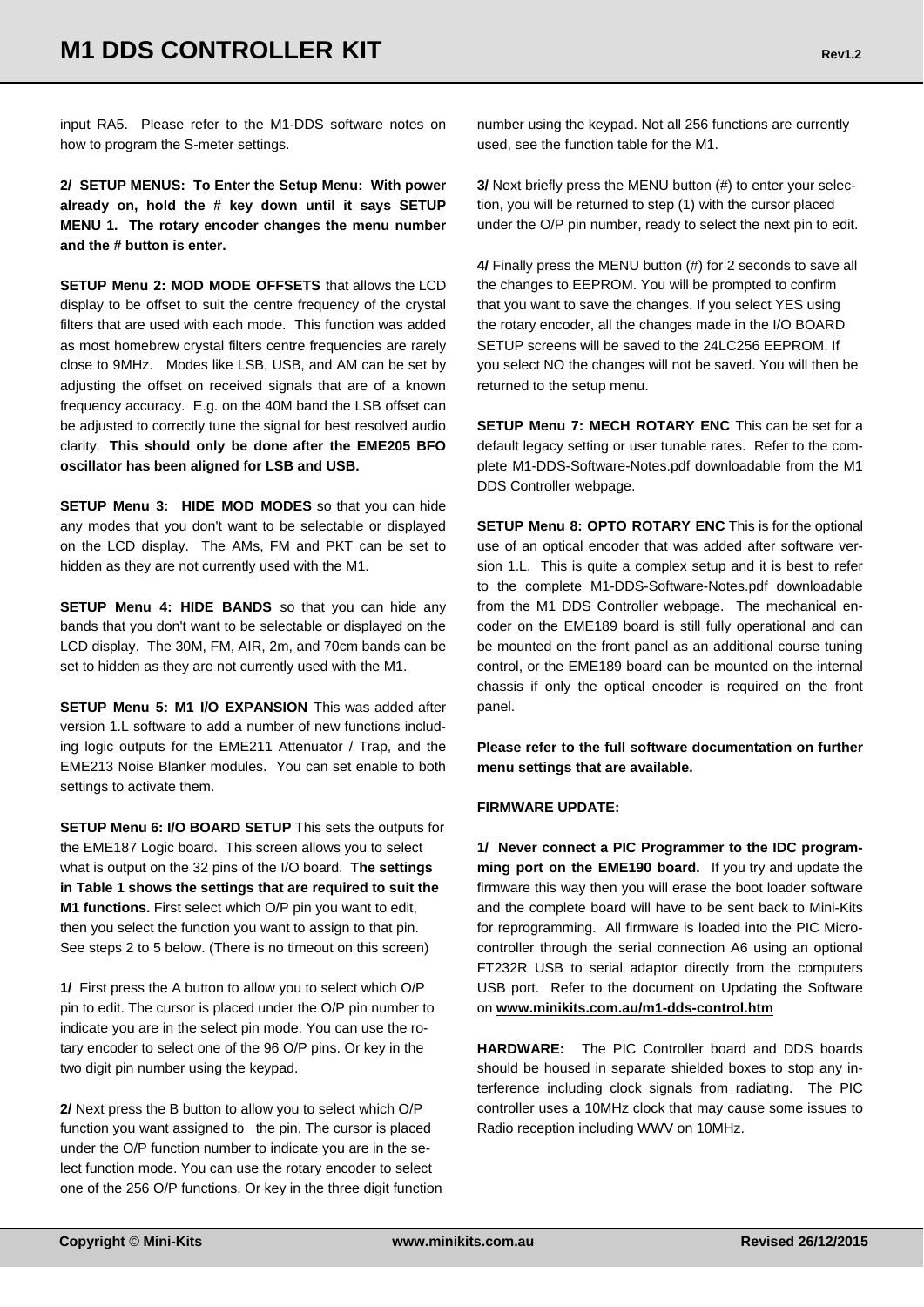input RA5. Please refer to the M1-DDS software notes on how to program the S-meter settings.

**2/ SETUP MENUS: To Enter the Setup Menu: With power already on, hold the # key down until it says SETUP MENU 1. The rotary encoder changes the menu number and the # button is enter.**

**SETUP Menu 2: MOD MODE OFFSETS** that allows the LCD display to be offset to suit the centre frequency of the crystal filters that are used with each mode. This function was added as most homebrew crystal filters centre frequencies are rarely close to 9MHz. Modes like LSB, USB, and AM can be set by adjusting the offset on received signals that are of a known frequency accuracy. E.g. on the 40M band the LSB offset can be adjusted to correctly tune the signal for best resolved audio clarity. **This should only be done after the EME205 BFO oscillator has been aligned for LSB and USB.**

**SETUP Menu 3: HIDE MOD MODES** so that you can hide any modes that you don't want to be selectable or displayed on the LCD display. The AMs, FM and PKT can be set to hidden as they are not currently used with the M1.

**SETUP Menu 4: HIDE BANDS** so that you can hide any bands that you don't want to be selectable or displayed on the LCD display. The 30M, FM, AIR, 2m, and 70cm bands can be set to hidden as they are not currently used with the M1.

**SETUP Menu 5: M1 I/O EXPANSION** This was added after version 1.L software to add a number of new functions including logic outputs for the EME211 Attenuator / Trap, and the EME213 Noise Blanker modules. You can set enable to both settings to activate them.

**SETUP Menu 6: I/O BOARD SETUP** This sets the outputs for the EME187 Logic board. This screen allows you to select what is output on the 32 pins of the I/O board. **The settings in Table 1 shows the settings that are required to suit the M1 functions.** First select which O/P pin you want to edit, then you select the function you want to assign to that pin. See steps 2 to 5 below. (There is no timeout on this screen)

**1/** First press the A button to allow you to select which O/P pin to edit. The cursor is placed under the O/P pin number to indicate you are in the select pin mode. You can use the rotary encoder to select one of the 96 O/P pins. Or key in the two digit pin number using the keypad.

**2/** Next press the B button to allow you to select which O/P function you want assigned to the pin. The cursor is placed under the O/P function number to indicate you are in the select function mode. You can use the rotary encoder to select one of the 256 O/P functions. Or key in the three digit function number using the keypad. Not all 256 functions are currently used, see the function table for the M1.

**3/** Next briefly press the MENU button (#) to enter your selection, you will be returned to step (1) with the cursor placed under the O/P pin number, ready to select the next pin to edit.

**4/** Finally press the MENU button (#) for 2 seconds to save all the changes to EEPROM. You will be prompted to confirm that you want to save the changes. If you select YES using the rotary encoder, all the changes made in the I/O BOARD SETUP screens will be saved to the 24LC256 EEPROM. If you select NO the changes will not be saved. You will then be returned to the setup menu.

**SETUP Menu 7: MECH ROTARY ENC** This can be set for a default legacy setting or user tunable rates. Refer to the complete M1-DDS-Software-Notes.pdf downloadable from the M1 DDS Controller webpage.

**SETUP Menu 8: OPTO ROTARY ENC** This is for the optional use of an optical encoder that was added after software version 1.L. This is quite a complex setup and it is best to refer to the complete M1-DDS-Software-Notes.pdf downloadable from the M1 DDS Controller webpage. The mechanical encoder on the EME189 board is still fully operational and can be mounted on the front panel as an additional course tuning control, or the EME189 board can be mounted on the internal chassis if only the optical encoder is required on the front panel.

**Please refer to the full software documentation on further menu settings that are available.**

**FIRMWARE UPDATE:**

**1/ Never connect a PIC Programmer to the IDC programming port on the EME190 board.** If you try and update the firmware this way then you will erase the boot loader software and the complete board will have to be sent back to Mini-Kits for reprogramming. All firmware is loaded into the PIC Microcontroller through the serial connection A6 using an optional FT232R USB to serial adaptor directly from the computers USB port. Refer to the document on Updating the Software on **www.minikits.com.au/m1-dds-control.htm**

**HARDWARE:** The PIC Controller board and DDS boards should be housed in separate shielded boxes to stop any interference including clock signals from radiating. The PIC controller uses a 10MHz clock that may cause some issues to Radio reception including WWV on 10MHz.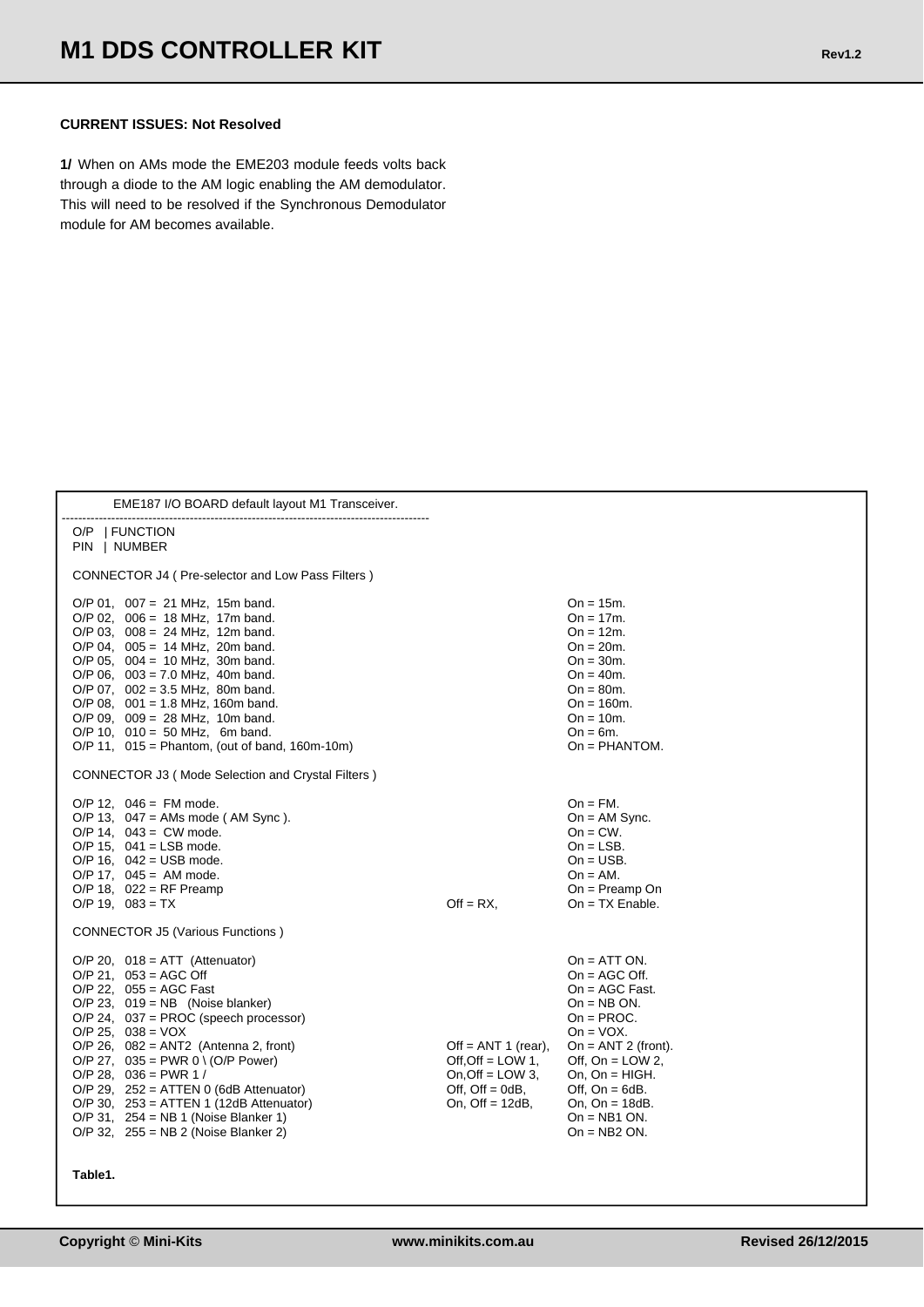**CURRENT ISSUES: Not Resolved**

**1/** When on AMs mode the EME203 module feeds volts back through a diode to the AM logic enabling the AM demodulator. This will need to be resolved if the Synchronous Demodulator module for AM becomes available.

EME187 I/O BOARD default layout M1 Transceiver.

| O/P PIN | FUNCTION NUMBER | | |
|---|---|---|---|
| **CONNECTOR J4 ( Pre-selector and Low Pass Filters )** | | | |
| O/P 01, | 007 = 21 MHz, 15m band. | | On = 15m. |
| O/P 02, | 006 = 18 MHz, 17m band. | | On = 17m. |
| O/P 03, | 008 = 24 MHz, 12m band. | | On = 12m. |
| O/P 04, | 005 = 14 MHz, 20m band. | | On = 20m. |
| O/P 05, | 004 = 10 MHz, 30m band. | | On = 30m. |
| O/P 06, | 003 = 7.0 MHz, 40m band. | | On = 40m. |
| O/P 07, | 002 = 3.5 MHz, 80m band. | | On = 80m. |
| O/P 08, | 001 = 1.8 MHz, 160m band. | | On = 160m. |
| O/P 09, | 009 = 28 MHz, 10m band. | | On = 10m. |
| O/P 10, | 010 = 50 MHz, 6m band. | | On = 6m. |
| O/P 11, | 015 = Phantom, (out of band, 160m-10m) | | On = PHANTOM. |
| **CONNECTOR J3 ( Mode Selection and Crystal Filters )** | | | |
| O/P 12, | 046 = FM mode. | | On = FM. |
| O/P 13, | 047 = AMs mode ( AM Sync ). | | On = AM Sync. |
| O/P 14, | 043 = CW mode. | | On = CW. |
| O/P 15, | 041 = LSB mode. | | On = LSB. |
| O/P 16, | 042 = USB mode. | | On = USB. |
| O/P 17, | 045 = AM mode. | | On = AM. |
| O/P 18, | 022 = RF Preamp | | On = Preamp On |
| O/P 19, | 083 = TX | Off = RX, | On = TX Enable. |
| **CONNECTOR J5 (Various Functions )** | | | |
| O/P 20, | 018 = ATT (Attenuator) | | On = ATT ON. |
| O/P 21, | 053 = AGC Off | | On = AGC Off. |
| O/P 22, | 055 = AGC Fast | | On = AGC Fast. |
| O/P 23, | 019 = NB (Noise blanker) | | On = NB ON. |
| O/P 24, | 037 = PROC (speech processor) | | On = PROC. |
| O/P 25, | 038 = VOX | | On = VOX. |
| O/P 26, | 082 = ANT2 (Antenna 2, front) | Off = ANT 1 (rear), | On = ANT 2 (front). |
| O/P 27, | 035 = PWR 0 \ (O/P Power) | Off,Off = LOW 1, | Off, On = LOW 2, |
| O/P 28, | 036 = PWR 1 / | On,Off = LOW 3, | On, On = HIGH. |
| O/P 29, | 252 = ATTEN 0 (6dB Attenuator) | Off, Off = 0dB, | Off, On = 6dB. |
| O/P 30, | 253 = ATTEN 1 (12dB Attenuator) | On, Off = 12dB, | On, On = 18dB. |
| O/P 31, | 254 = NB 1 (Noise Blanker 1) | | On = NB1 ON. |
| O/P 32, | 255 = NB 2 (Noise Blanker 2) | | On = NB2 ON. |

**Table1.**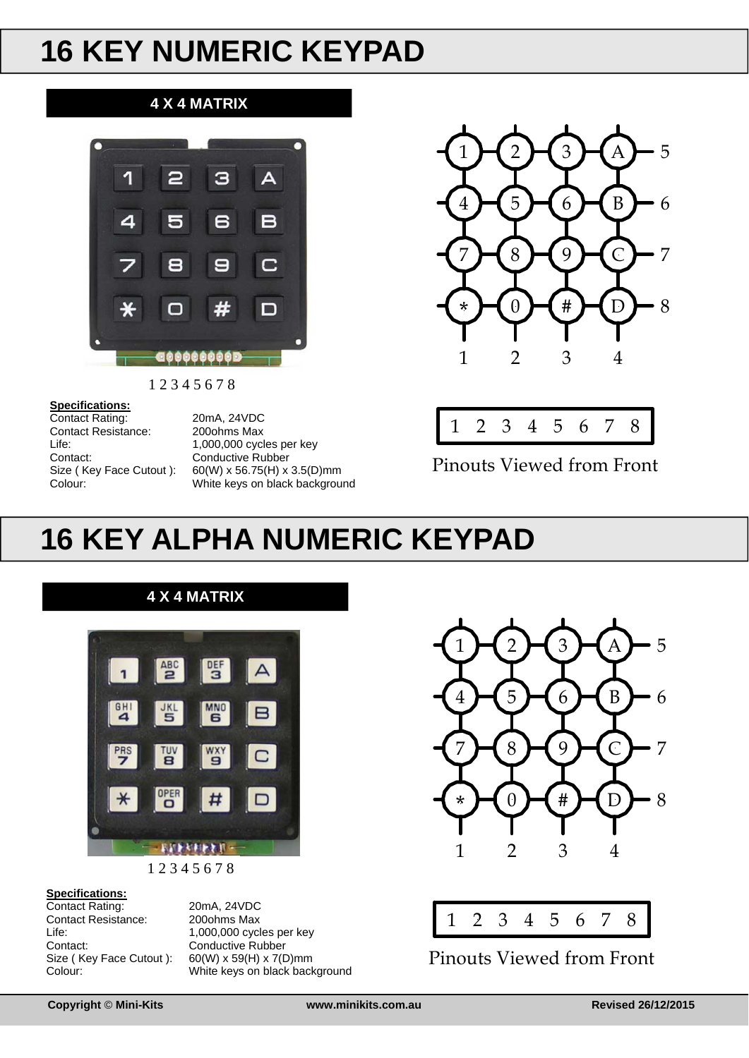# 16 KEY NUMERIC KEYPAD

## 4 X 4 MATRIX

1 2 3 4 5 6 7 8

**Specifications:**

| | |
|---|---|
| Contact Rating: | 20mA, 24VDC |
| Contact Resistance: | 200ohms Max |
| Life: | 1,000,000 cycles per key |
| Contact: | Conductive Rubber |
| Size ( Key Face Cutout ): | 60(W) x 56.75(H) x 3.5(D)mm |
| Colour: | White keys on black background |

| | 1 | 2 | 3 | 4 |
|---|---|---|---|---|
| 5 | 1 | 2 | 3 | A |
| 6 | 4 | 5 | 6 | B |
| 7 | 7 | 8 | 9 | C |
| 8 | * | 0 | # | D |

1 2 3 4 5 6 7 8

Pinouts Viewed from Front

# 16 KEY ALPHA NUMERIC KEYPAD

## 4 X 4 MATRIX

1 2 3 4 5 6 7 8

**Specifications:**

| | |
|---|---|
| Contact Rating: | 20mA, 24VDC |
| Contact Resistance: | 200ohms Max |
| Life: | 1,000,000 cycles per key |
| Contact: | Conductive Rubber |
| Size ( Key Face Cutout ): | 60(W) x 59(H) x 7(D)mm |
| Colour: | White keys on black background |

| | 1 | 2 | 3 | 4 |
|---|---|---|---|---|
| 5 | 1 | 2 | 3 | A |
| 6 | 4 | 5 | 6 | B |
| 7 | 7 | 8 | 9 | C |
| 8 | * | 0 | # | D |

1 2 3 4 5 6 7 8

Pinouts Viewed from Front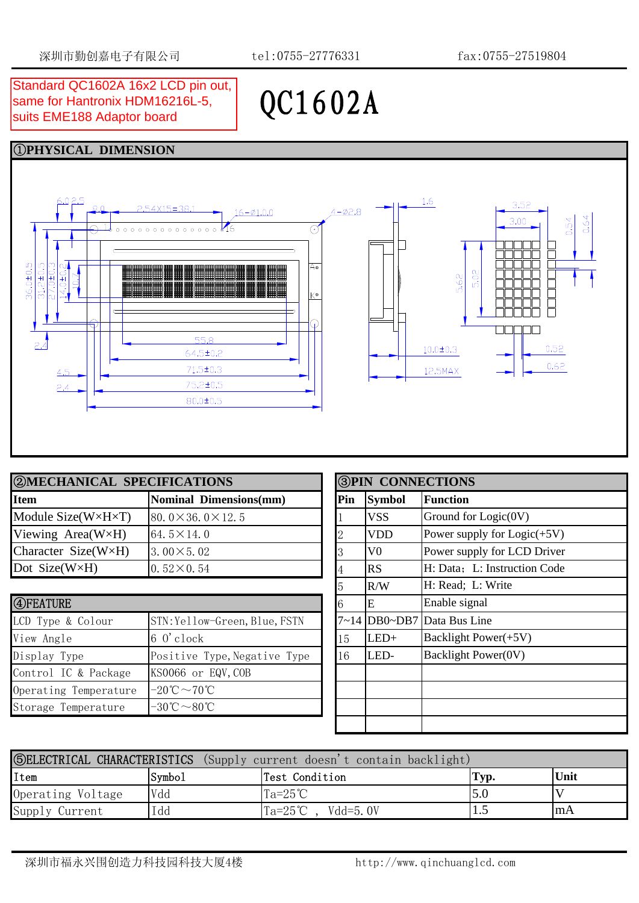深圳市勤创嘉电子有限公司　　tel:0755-27776331　　fax:0755-27519804

Standard QC1602A 16x2 LCD pin out, same for Hantronix HDM16216L-5, suits EME188 Adaptor board

# QC1602A

## ①PHYSICAL DIMENSION

## ②MECHANICAL SPECIFICATIONS

| Item | Nominal Dimensions(mm) |
|---|---|
| Module Size(W×H×T) | 80.0×36.0×12.5 |
| Viewing Area(W×H) | 64.5×14.0 |
| Character Size(W×H) | 3.00×5.02 |
| Dot Size(W×H) | 0.52×0.54 |

## ④FEATURE

| | |
|---|---|
| LCD Type & Colour | STN:Yellow-Green,Blue,FSTN |
| View Angle | 6 0'clock |
| Display Type | Positive Type,Negative Type |
| Control IC & Package | KS0066 or EQV,COB |
| Operating Temperature | -20℃～70℃ |
| Storage Temperature | -30℃～80℃ |

## ③PIN CONNECTIONS

| Pin | Symbol | Function |
|---|---|---|
| 1 | VSS | Ground for Logic(0V) |
| 2 | VDD | Power supply for Logic(+5V) |
| 3 | V0 | Power supply for LCD Driver |
| 4 | RS | H: Data; L: Instruction Code |
| 5 | R/W | H: Read; L: Write |
| 6 | E | Enable signal |
| 7~14 | DB0~DB7 | Data Bus Line |
| 15 | LED+ | Backlight Power(+5V) |
| 16 | LED- | Backlight Power(0V) |

## ⑤ELECTRICAL CHARACTERISTICS (Supply current doesn't contain backlight)

| Item | Symbol | Test Condition | Typ. | Unit |
|---|---|---|---|---|
| Operating Voltage | Vdd | Ta=25℃ | 5.0 | V |
| Supply Current | Idd | Ta=25℃ , Vdd=5.0V | 1.5 | mA |

深圳市福永兴围创造力科技园科技大厦4楼　　http://www.qinchuanglcd.com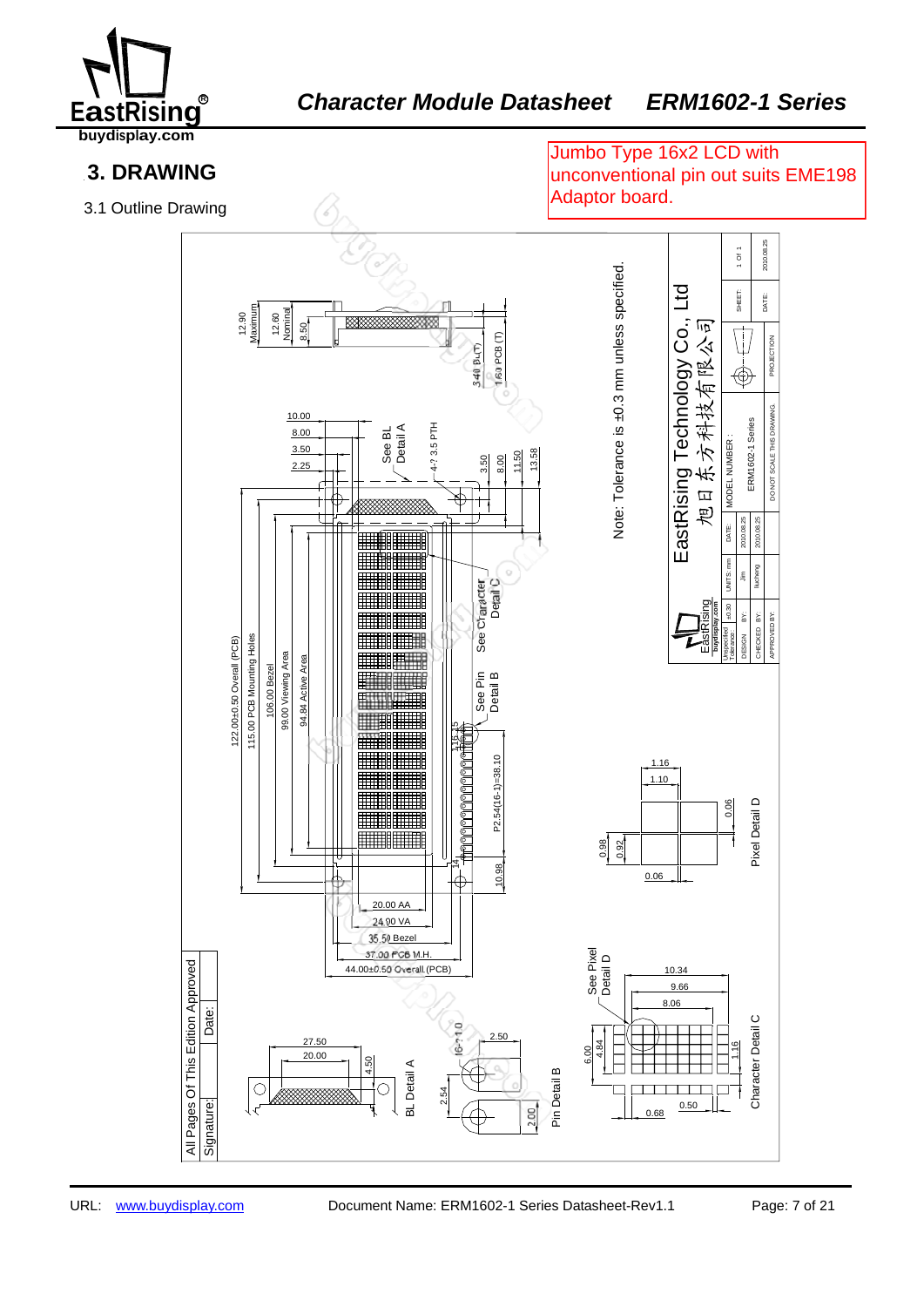## 3. DRAWING

Jumbo Type 16x2 LCD with unconventional pin out suits EME198 Adaptor board.

3.1 Outline Drawing

Note: Tolerance is ±0.3 mm unless specified.

EastRising Technology Co., Ltd

旭日东方科技有限公司

| | | | | MODEL NUMBER: | | SHEET: 1 Of 1 |
|---|---|---|---|---|---|---|
| Unspecified Tolerance ±0.30 | UNITS: mm | DATE: | | ERM1602-1 Series | | DATE: 2010.08.25 |
| DESIGN BY: | Jim | 2010.08.25 | | DO NOT SCALE THIS DRAWING | | PROJECTION |
| CHECKED BY: | liuchang | 2010.08.25 | | | | |
| APPROVED BY: | | | | | | |

All Pages Of This Edition Approved

Signature: Date:

12.90 Maximum, 12.60 Nominal, 8.50, 3.40 (BL/T), 1.60 PCB (T)

10.00, 8.00, 3.50, 2.25, See BL Detail A, 4-? 3.5 PTH, 3.50, 8.00, 11.50, 13.58

122.00±0.50 Overall (PCB), 115.00 PCB Mounting Holes, 106.00 Bezel, 99.00 Viewing Area, 94.84 Active Area

See Character Detail C, See Pin Detail B, P2.54(16-1)=38.10, 10.98, 1.16.15, 14

20.00 AA, 24.00 VA, 35.50 Bezel, 37.00 PCB M.H., 44.00±0.50 Overall (PCB)

Pixel Detail D: 1.16, 1.10, 0.06, 0.98, 0.92, 0.06

See Pixel Detail D

Character Detail C: 10.34, 9.66, 8.06, 6.00, 4.84, 1.16, 0.68, 0.50

BL Detail A: 27.50, 20.00, 4.50

Pin Detail B: 16-?1.0, 2.50, 2.54, 2.00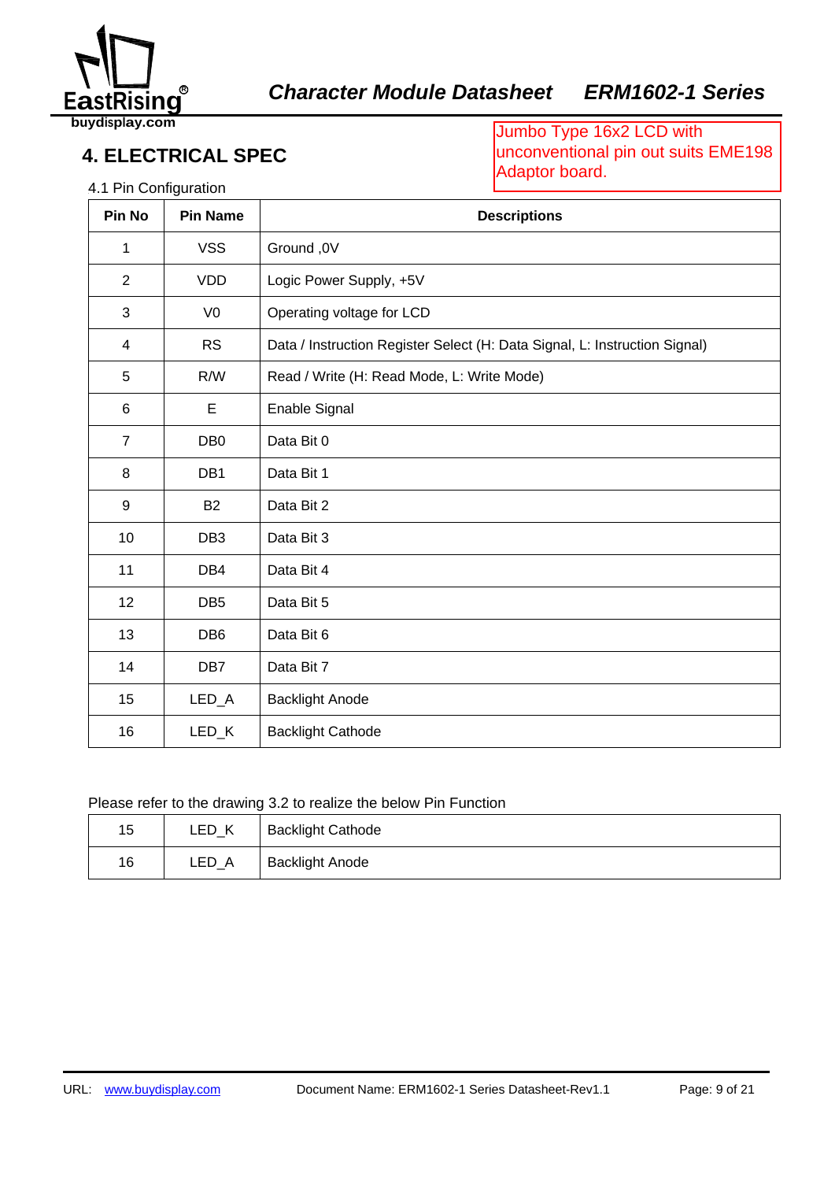Jumbo Type 16x2 LCD with unconventional pin out suits EME198 Adaptor board.

## 4. ELECTRICAL SPEC

4.1 Pin Configuration

| Pin No | Pin Name | Descriptions |
|---|---|---|
| 1 | VSS | Ground ,0V |
| 2 | VDD | Logic Power Supply, +5V |
| 3 | V0 | Operating voltage for LCD |
| 4 | RS | Data / Instruction Register Select (H: Data Signal, L: Instruction Signal) |
| 5 | R/W | Read / Write (H: Read Mode, L: Write Mode) |
| 6 | E | Enable Signal |
| 7 | DB0 | Data Bit 0 |
| 8 | DB1 | Data Bit 1 |
| 9 | B2 | Data Bit 2 |
| 10 | DB3 | Data Bit 3 |
| 11 | DB4 | Data Bit 4 |
| 12 | DB5 | Data Bit 5 |
| 13 | DB6 | Data Bit 6 |
| 14 | DB7 | Data Bit 7 |
| 15 | LED_A | Backlight Anode |
| 16 | LED_K | Backlight Cathode |

Please refer to the drawing 3.2 to realize the below Pin Function

| | | |
|---|---|---|
| 15 | LED_K | Backlight Cathode |
| 16 | LED_A | Backlight Anode |